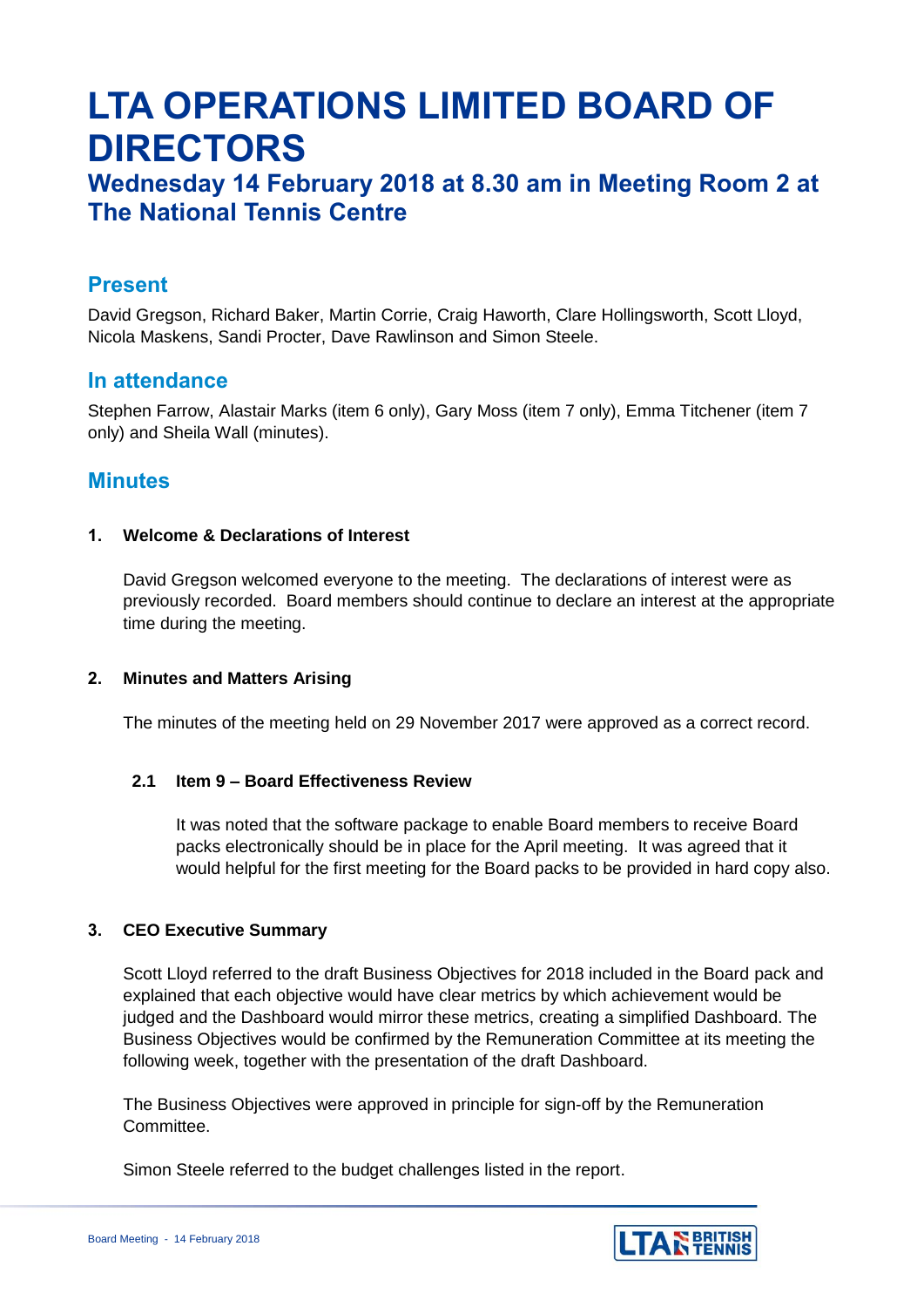# LTA OPERATIONS LIMITED BOARD OF DIRECTORS

## Wednesday 14 February 2018 at 8.30 am in Meeting Room 2 at The National Tennis Centre

## Present

David Gregson, Richard Baker, Martin Corrie, Craig Haworth, Clare Hollingsworth, Scott Lloyd, Nicola Maskens, Sandi Procter, Dave Rawlinson and Simon Steele.

## In attendance

Stephen Farrow, Alastair Marks (item 6 only), Gary Moss (item 7 only), Emma Titchener (item 7 only) and Sheila Wall (minutes).

## Minutes

**1. Welcome & Declarations of Interest**

David Gregson welcomed everyone to the meeting. The declarations of interest were as previously recorded. Board members should continue to declare an interest at the appropriate time during the meeting.

**2. Minutes and Matters Arising**

The minutes of the meeting held on 29 November 2017 were approved as a correct record.

**2.1 Item 9 – Board Effectiveness Review**

It was noted that the software package to enable Board members to receive Board packs electronically should be in place for the April meeting. It was agreed that it would helpful for the first meeting for the Board packs to be provided in hard copy also.

**3. CEO Executive Summary**

Scott Lloyd referred to the draft Business Objectives for 2018 included in the Board pack and explained that each objective would have clear metrics by which achievement would be judged and the Dashboard would mirror these metrics, creating a simplified Dashboard. The Business Objectives would be confirmed by the Remuneration Committee at its meeting the following week, together with the presentation of the draft Dashboard.

The Business Objectives were approved in principle for sign-off by the Remuneration Committee.

Simon Steele referred to the budget challenges listed in the report.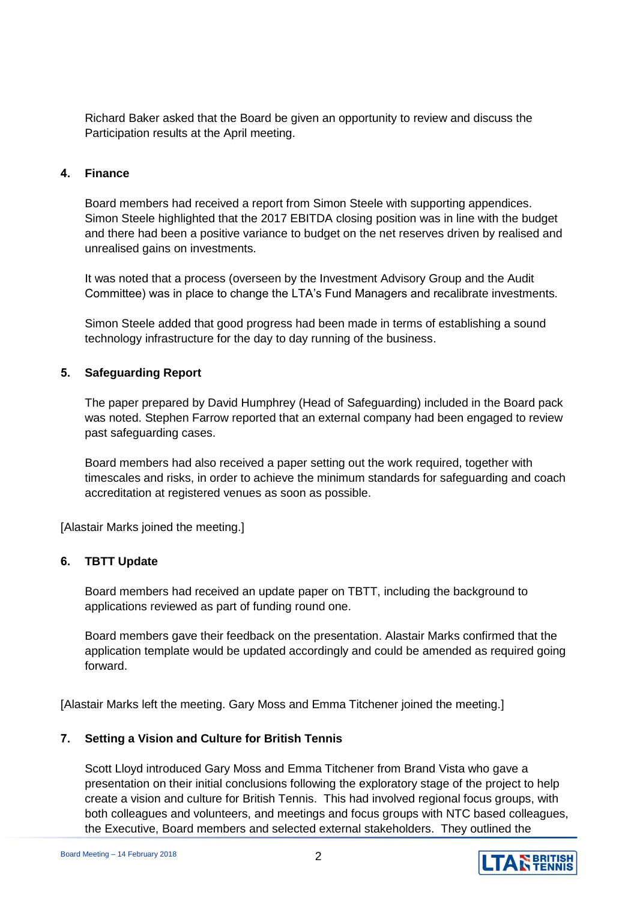Richard Baker asked that the Board be given an opportunity to review and discuss the Participation results at the April meeting.

## 4. Finance

Board members had received a report from Simon Steele with supporting appendices. Simon Steele highlighted that the 2017 EBITDA closing position was in line with the budget and there had been a positive variance to budget on the net reserves driven by realised and unrealised gains on investments.

It was noted that a process (overseen by the Investment Advisory Group and the Audit Committee) was in place to change the LTA's Fund Managers and recalibrate investments.

Simon Steele added that good progress had been made in terms of establishing a sound technology infrastructure for the day to day running of the business.

## 5. Safeguarding Report

The paper prepared by David Humphrey (Head of Safeguarding) included in the Board pack was noted. Stephen Farrow reported that an external company had been engaged to review past safeguarding cases.

Board members had also received a paper setting out the work required, together with timescales and risks, in order to achieve the minimum standards for safeguarding and coach accreditation at registered venues as soon as possible.

[Alastair Marks joined the meeting.]

## 6. TBTT Update

Board members had received an update paper on TBTT, including the background to applications reviewed as part of funding round one.

Board members gave their feedback on the presentation. Alastair Marks confirmed that the application template would be updated accordingly and could be amended as required going forward.

[Alastair Marks left the meeting. Gary Moss and Emma Titchener joined the meeting.]

## 7. Setting a Vision and Culture for British Tennis

Scott Lloyd introduced Gary Moss and Emma Titchener from Brand Vista who gave a presentation on their initial conclusions following the exploratory stage of the project to help create a vision and culture for British Tennis. This had involved regional focus groups, with both colleagues and volunteers, and meetings and focus groups with NTC based colleagues, the Executive, Board members and selected external stakeholders. They outlined the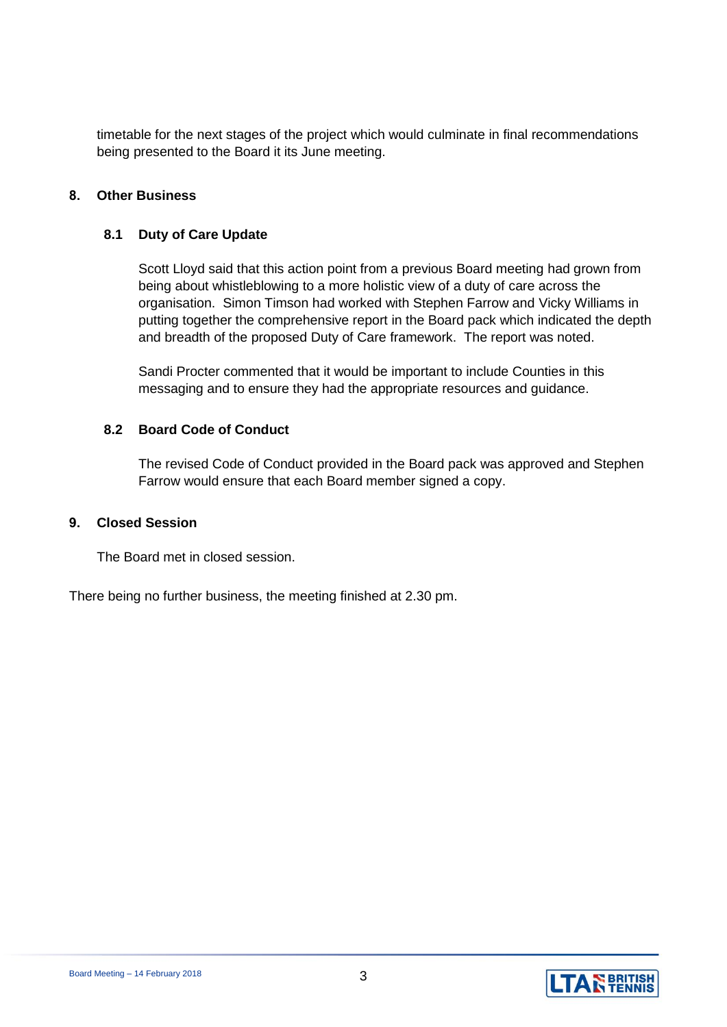timetable for the next stages of the project which would culminate in final recommendations being presented to the Board it its June meeting.

## 8. Other Business

### 8.1 Duty of Care Update

Scott Lloyd said that this action point from a previous Board meeting had grown from being about whistleblowing to a more holistic view of a duty of care across the organisation. Simon Timson had worked with Stephen Farrow and Vicky Williams in putting together the comprehensive report in the Board pack which indicated the depth and breadth of the proposed Duty of Care framework. The report was noted.

Sandi Procter commented that it would be important to include Counties in this messaging and to ensure they had the appropriate resources and guidance.

### 8.2 Board Code of Conduct

The revised Code of Conduct provided in the Board pack was approved and Stephen Farrow would ensure that each Board member signed a copy.

## 9. Closed Session

The Board met in closed session.

There being no further business, the meeting finished at 2.30 pm.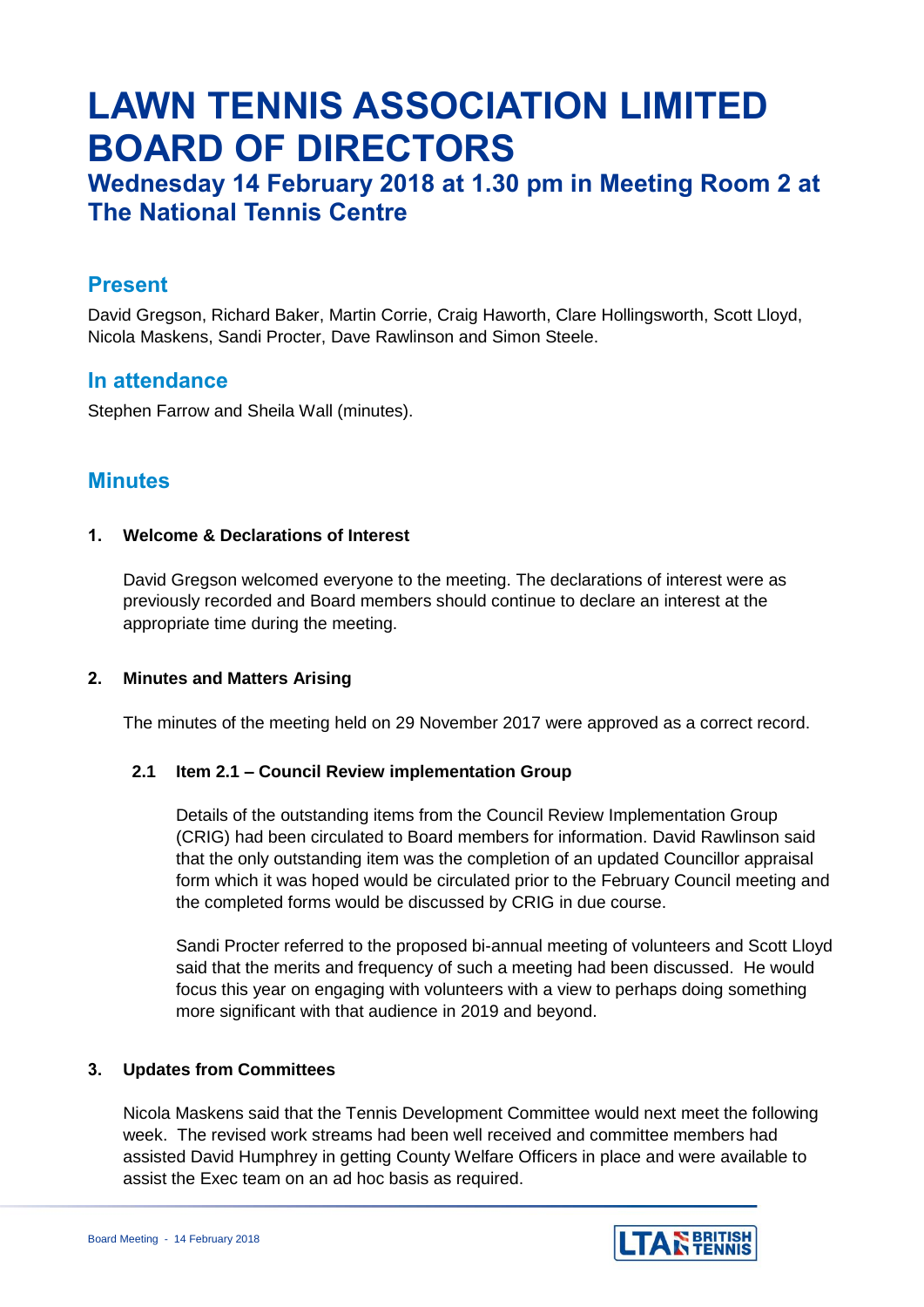# LAWN TENNIS ASSOCIATION LIMITED BOARD OF DIRECTORS

## Wednesday 14 February 2018 at 1.30 pm in Meeting Room 2 at The National Tennis Centre

### Present

David Gregson, Richard Baker, Martin Corrie, Craig Haworth, Clare Hollingsworth, Scott Lloyd, Nicola Maskens, Sandi Procter, Dave Rawlinson and Simon Steele.

### In attendance

Stephen Farrow and Sheila Wall (minutes).

### Minutes

**1. Welcome & Declarations of Interest**

David Gregson welcomed everyone to the meeting. The declarations of interest were as previously recorded and Board members should continue to declare an interest at the appropriate time during the meeting.

**2. Minutes and Matters Arising**

The minutes of the meeting held on 29 November 2017 were approved as a correct record.

**2.1 Item 2.1 – Council Review implementation Group**

Details of the outstanding items from the Council Review Implementation Group (CRIG) had been circulated to Board members for information. David Rawlinson said that the only outstanding item was the completion of an updated Councillor appraisal form which it was hoped would be circulated prior to the February Council meeting and the completed forms would be discussed by CRIG in due course.

Sandi Procter referred to the proposed bi-annual meeting of volunteers and Scott Lloyd said that the merits and frequency of such a meeting had been discussed. He would focus this year on engaging with volunteers with a view to perhaps doing something more significant with that audience in 2019 and beyond.

**3. Updates from Committees**

Nicola Maskens said that the Tennis Development Committee would next meet the following week. The revised work streams had been well received and committee members had assisted David Humphrey in getting County Welfare Officers in place and were available to assist the Exec team on an ad hoc basis as required.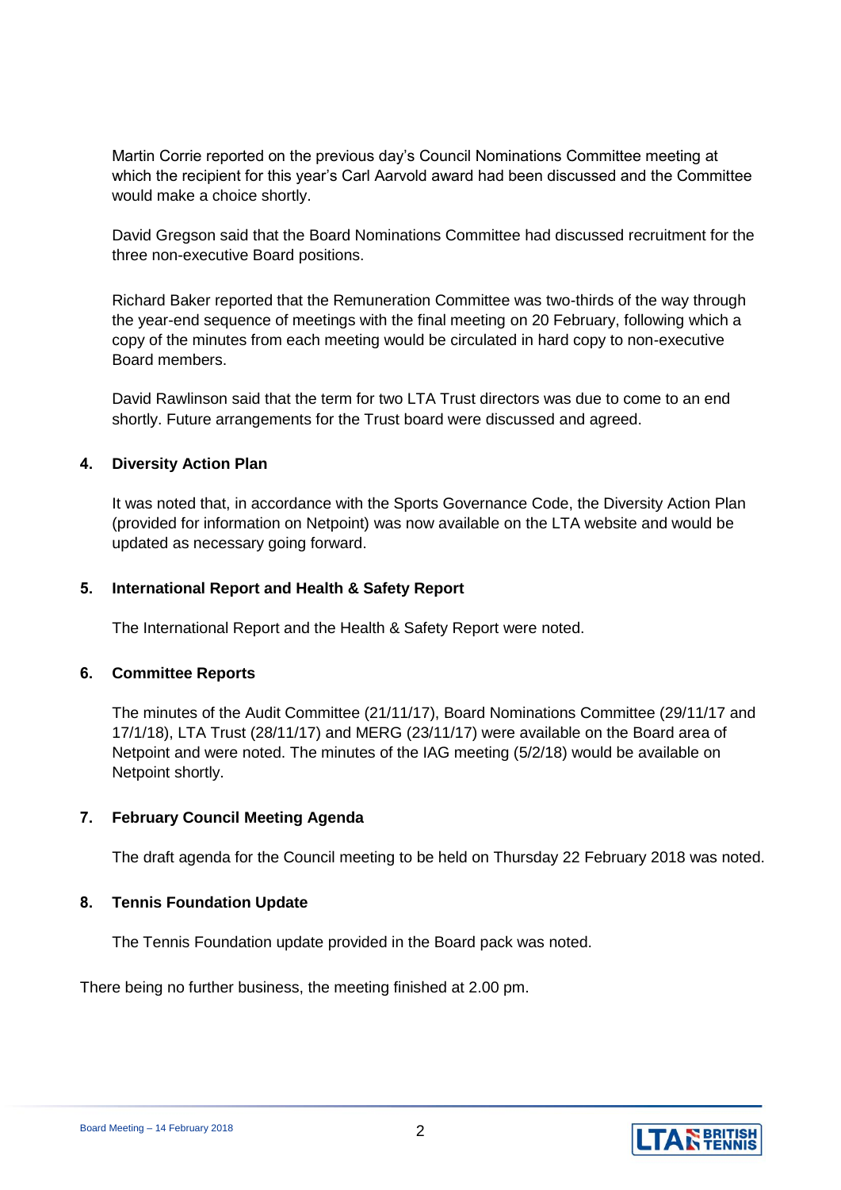Martin Corrie reported on the previous day's Council Nominations Committee meeting at which the recipient for this year's Carl Aarvold award had been discussed and the Committee would make a choice shortly.

David Gregson said that the Board Nominations Committee had discussed recruitment for the three non-executive Board positions.

Richard Baker reported that the Remuneration Committee was two-thirds of the way through the year-end sequence of meetings with the final meeting on 20 February, following which a copy of the minutes from each meeting would be circulated in hard copy to non-executive Board members.

David Rawlinson said that the term for two LTA Trust directors was due to come to an end shortly. Future arrangements for the Trust board were discussed and agreed.

**4. Diversity Action Plan**

It was noted that, in accordance with the Sports Governance Code, the Diversity Action Plan (provided for information on Netpoint) was now available on the LTA website and would be updated as necessary going forward.

**5. International Report and Health & Safety Report**

The International Report and the Health & Safety Report were noted.

**6. Committee Reports**

The minutes of the Audit Committee (21/11/17), Board Nominations Committee (29/11/17 and 17/1/18), LTA Trust (28/11/17) and MERG (23/11/17) were available on the Board area of Netpoint and were noted. The minutes of the IAG meeting (5/2/18) would be available on Netpoint shortly.

**7. February Council Meeting Agenda**

The draft agenda for the Council meeting to be held on Thursday 22 February 2018 was noted.

**8. Tennis Foundation Update**

The Tennis Foundation update provided in the Board pack was noted.

There being no further business, the meeting finished at 2.00 pm.